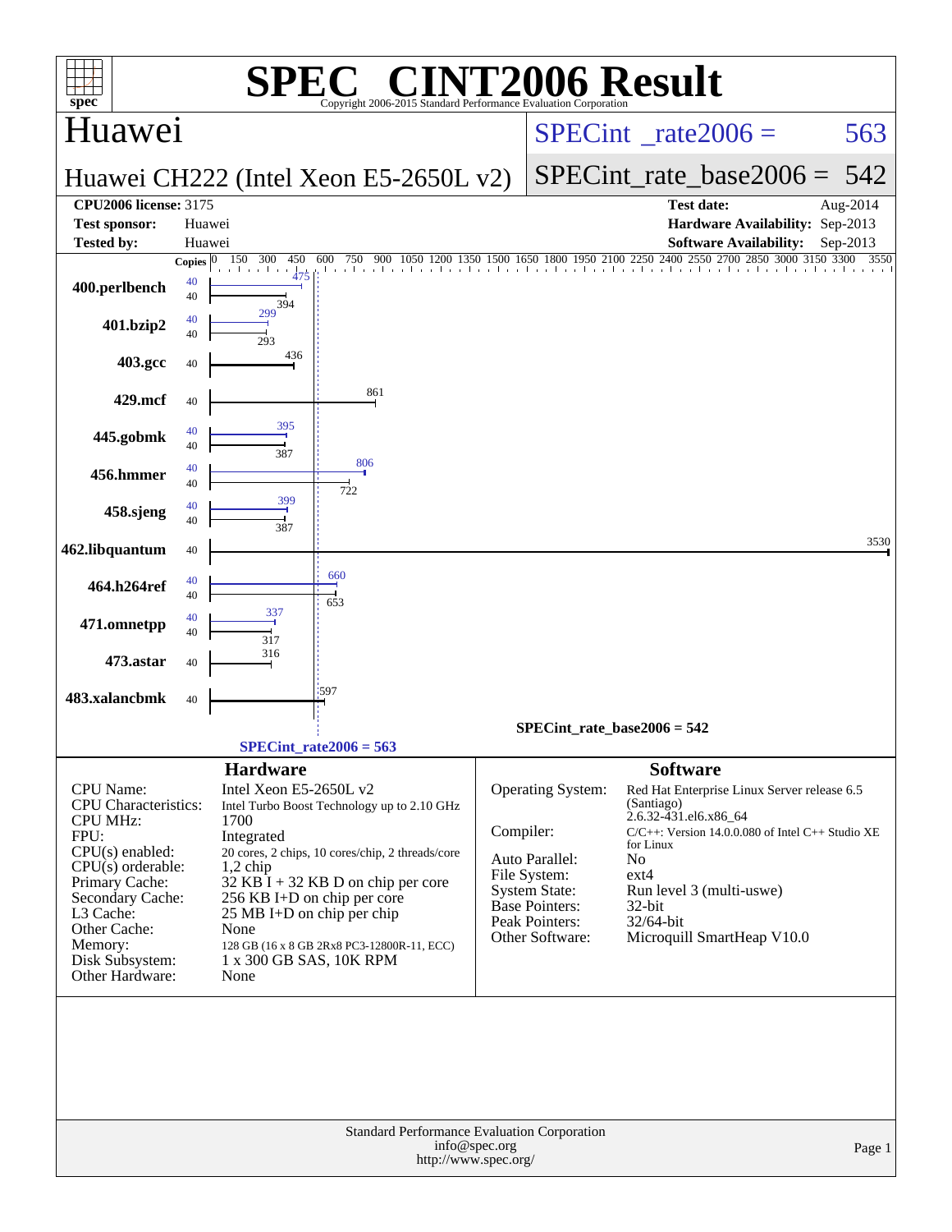# SPEC® CINT2006 Result

Copyright 2006-2015 Standard Performance Evaluation Corporation

## Huawei

**Huawei CH222 (Intel Xeon E5-2650L v2)**

SPECint_rate2006 = 563

SPECint_rate_base2006 = 542

| | | | |
|---|---|---|---|
| **CPU2006 license:** 3175 | | **Test date:** | Aug-2014 |
| **Test sponsor:** | Huawei | **Hardware Availability:** | Sep-2013 |
| **Tested by:** | Huawei | **Software Availability:** | Sep-2013 |

| Benchmark | Copies (peak) | Peak | Copies (base) | Base |
|---|---|---|---|---|
| 400.perlbench | 40 | 475 | 40 | 394 |
| 401.bzip2 | 40 | 299 | 40 | 293 |
| 403.gcc | | | 40 | 436 |
| 429.mcf | | | 40 | 861 |
| 445.gobmk | 40 | 395 | 40 | 387 |
| 456.hmmer | 40 | 806 | 40 | 722 |
| 458.sjeng | 40 | 399 | 40 | 387 |
| 462.libquantum | | | 40 | 3530 |
| 464.h264ref | 40 | 660 | 40 | 653 |
| 471.omnetpp | 40 | 337 | 40 | 317 |
| 473.astar | | | 40 | 316 |
| 483.xalancbmk | | | 40 | 597 |

SPECint_rate_base2006 = 542

SPECint_rate2006 = 563

### Hardware

| | |
|---|---|
| CPU Name: | Intel Xeon E5-2650L v2 |
| CPU Characteristics: | Intel Turbo Boost Technology up to 2.10 GHz |
| CPU MHz: | 1700 |
| FPU: | Integrated |
| CPU(s) enabled: | 20 cores, 2 chips, 10 cores/chip, 2 threads/core |
| CPU(s) orderable: | 1,2 chip |
| Primary Cache: | 32 KB I + 32 KB D on chip per core |
| Secondary Cache: | 256 KB I+D on chip per core |
| L3 Cache: | 25 MB I+D on chip per chip |
| Other Cache: | None |
| Memory: | 128 GB (16 x 8 GB 2Rx8 PC3-12800R-11, ECC) |
| Disk Subsystem: | 1 x 300 GB SAS, 10K RPM |
| Other Hardware: | None |

### Software

| | |
|---|---|
| Operating System: | Red Hat Enterprise Linux Server release 6.5 (Santiago) 2.6.32-431.el6.x86_64 |
| Compiler: | C/C++: Version 14.0.0.080 of Intel C++ Studio XE for Linux |
| Auto Parallel: | No |
| File System: | ext4 |
| System State: | Run level 3 (multi-uswe) |
| Base Pointers: | 32-bit |
| Peak Pointers: | 32/64-bit |
| Other Software: | Microquill SmartHeap V10.0 |

Standard Performance Evaluation Corporation
info@spec.org
http://www.spec.org/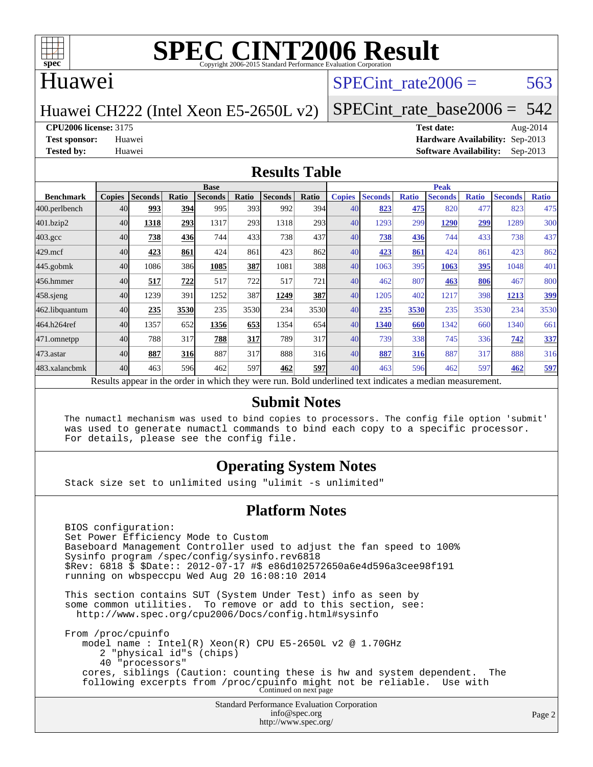# SPEC CINT2006 Result

Copyright 2006-2015 Standard Performance Evaluation Corporation

## Huawei

Huawei CH222 (Intel Xeon E5-2650L v2)

SPECint_rate2006 = 563

SPECint_rate_base2006 = 542

**CPU2006 license:** 3175
**Test sponsor:** Huawei
**Tested by:** Huawei

**Test date:** Aug-2014
**Hardware Availability:** Sep-2013
**Software Availability:** Sep-2013

## Results Table

| Benchmark | Base | | | | | | | Peak | | | | | | |
|---|---|---|---|---|---|---|---|---|---|---|---|---|---|---|
| | Copies | Seconds | Ratio | Seconds | Ratio | Seconds | Ratio | Copies | Seconds | Ratio | Seconds | Ratio | Seconds | Ratio |
| 400.perlbench | 40 | **993** | **394** | 995 | 393 | 992 | 394 | 40 | **823** | **475** | 820 | 477 | 823 | 475 |
| 401.bzip2 | 40 | **1318** | **293** | 1317 | 293 | 1318 | 293 | 40 | 1293 | 299 | **1290** | **299** | 1289 | 300 |
| 403.gcc | 40 | **738** | **436** | 744 | 433 | 738 | 437 | 40 | **738** | **436** | 744 | 433 | 738 | 437 |
| 429.mcf | 40 | **423** | **861** | 424 | 861 | 423 | 862 | 40 | **423** | **861** | 424 | 861 | 423 | 862 |
| 445.gobmk | 40 | 1086 | 386 | **1085** | **387** | 1081 | 388 | 40 | 1063 | 395 | **1063** | **395** | 1048 | 401 |
| 456.hmmer | 40 | **517** | **722** | 517 | 722 | 517 | 721 | 40 | 462 | 807 | **463** | **806** | 467 | 800 |
| 458.sjeng | 40 | 1239 | 391 | 1252 | 387 | **1249** | **387** | 40 | 1205 | 402 | 1217 | 398 | **1213** | **399** |
| 462.libquantum | 40 | **235** | **3530** | 235 | 3530 | 234 | 3530 | 40 | **235** | **3530** | 235 | 3530 | 234 | 3530 |
| 464.h264ref | 40 | 1357 | 652 | **1356** | **653** | 1354 | 654 | 40 | **1340** | **660** | 1342 | 660 | 1340 | 661 |
| 471.omnetpp | 40 | 788 | 317 | **788** | **317** | 789 | 317 | 40 | 739 | 338 | 745 | 336 | **742** | **337** |
| 473.astar | 40 | **887** | **316** | 887 | 317 | 888 | 316 | 40 | **887** | **316** | 887 | 317 | 888 | 316 |
| 483.xalancbmk | 40 | 463 | 596 | 462 | 597 | **462** | **597** | 40 | 463 | 596 | 462 | 597 | **462** | **597** |

Results appear in the order in which they were run. Bold underlined text indicates a median measurement.

## Submit Notes

```
The numactl mechanism was used to bind copies to processors. The config file option 'submit'
was used to generate numactl commands to bind each copy to a specific processor.
For details, please see the config file.
```

## Operating System Notes

```
Stack size set to unlimited using "ulimit -s unlimited"
```

## Platform Notes

```
BIOS configuration:
Set Power Efficiency Mode to Custom
Baseboard Management Controller used to adjust the fan speed to 100%
Sysinfo program /spec/config/sysinfo.rev6818
$Rev: 6818 $ $Date:: 2012-07-17 #$ e86d102572650a6e4d596a3cee98f191
running on wbspeccpu Wed Aug 20 16:08:10 2014

This section contains SUT (System Under Test) info as seen by
some common utilities.  To remove or add to this section, see:
  http://www.spec.org/cpu2006/Docs/config.html#sysinfo

From /proc/cpuinfo
   model name : Intel(R) Xeon(R) CPU E5-2650L v2 @ 1.70GHz
      2 "physical id"s (chips)
      40 "processors"
   cores, siblings (Caution: counting these is hw and system dependent.  The
   following excerpts from /proc/cpuinfo might not be reliable.  Use with
```

Continued on next page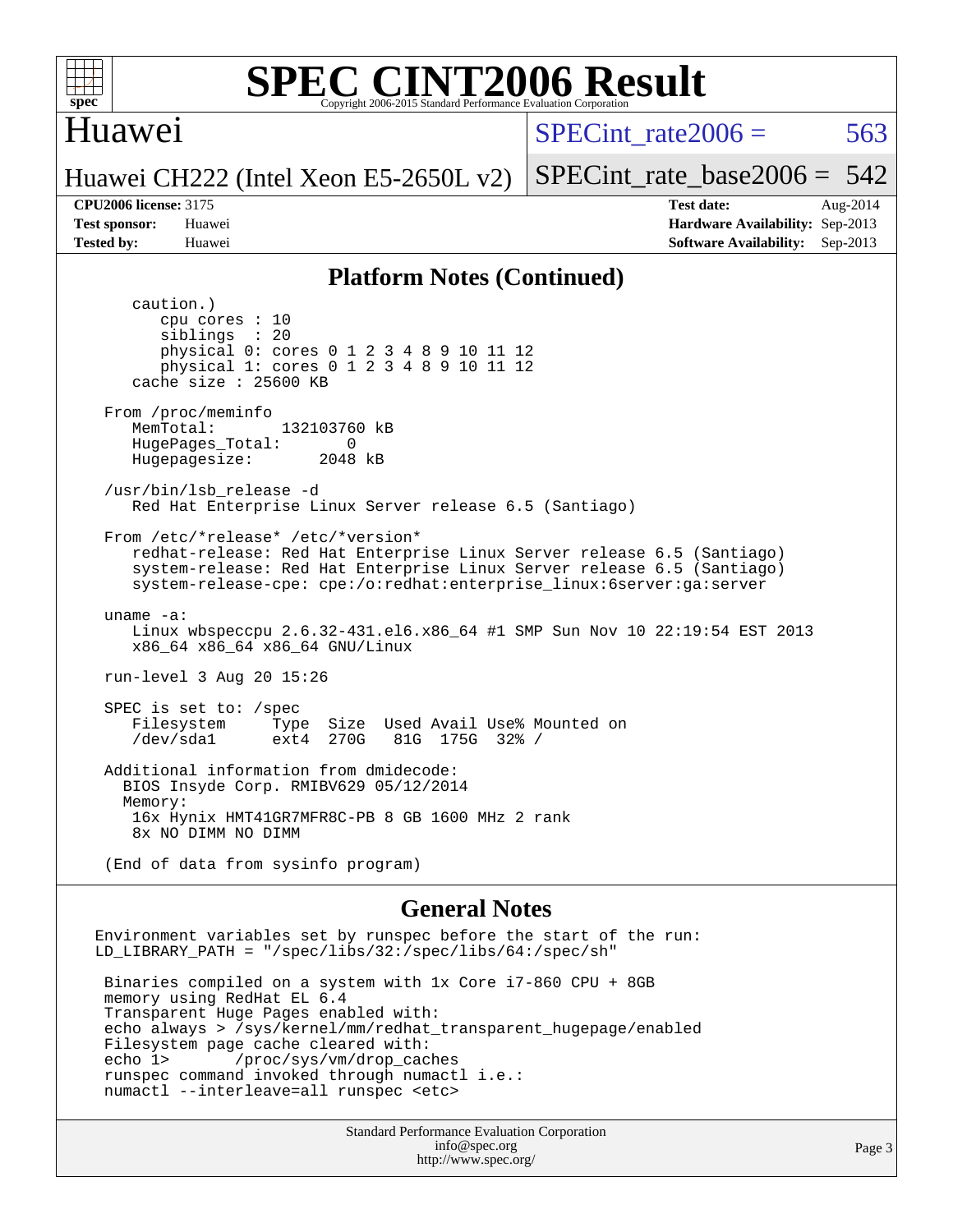# SPEC CINT2006 Result

## Huawei

Huawei CH222 (Intel Xeon E5-2650L v2)

SPECint_rate2006 = 563

SPECint_rate_base2006 = 542

**CPU2006 license:** 3175
**Test sponsor:** Huawei
**Tested by:** Huawei

**Test date:** Aug-2014
**Hardware Availability:** Sep-2013
**Software Availability:** Sep-2013

### Platform Notes (Continued)

```
      caution.)
         cpu cores : 10
         siblings  : 20
         physical 0: cores 0 1 2 3 4 8 9 10 11 12
         physical 1: cores 0 1 2 3 4 8 9 10 11 12
      cache size : 25600 KB

   From /proc/meminfo
      MemTotal:       132103760 kB
      HugePages_Total:       0
      Hugepagesize:       2048 kB

   /usr/bin/lsb_release -d
      Red Hat Enterprise Linux Server release 6.5 (Santiago)

   From /etc/*release* /etc/*version*
      redhat-release: Red Hat Enterprise Linux Server release 6.5 (Santiago)
      system-release: Red Hat Enterprise Linux Server release 6.5 (Santiago)
      system-release-cpe: cpe:/o:redhat:enterprise_linux:6server:ga:server

   uname -a:
      Linux wbspeccpu 2.6.32-431.el6.x86_64 #1 SMP Sun Nov 10 22:19:54 EST 2013
      x86_64 x86_64 x86_64 GNU/Linux

   run-level 3 Aug 20 15:26

   SPEC is set to: /spec
      Filesystem     Type  Size  Used Avail Use% Mounted on
      /dev/sda1      ext4  270G   81G  175G  32% /

   Additional information from dmidecode:
     BIOS Insyde Corp. RMIBV629 05/12/2014
     Memory:
      16x Hynix HMT41GR7MFR8C-PB 8 GB 1600 MHz 2 rank
      8x NO DIMM NO DIMM

   (End of data from sysinfo program)
```

### General Notes

```
 Environment variables set by runspec before the start of the run:
 LD_LIBRARY_PATH = "/spec/libs/32:/spec/libs/64:/spec/sh"

  Binaries compiled on a system with 1x Core i7-860 CPU + 8GB
  memory using RedHat EL 6.4
  Transparent Huge Pages enabled with:
  echo always > /sys/kernel/mm/redhat_transparent_hugepage/enabled
  Filesystem page cache cleared with:
  echo 1>       /proc/sys/vm/drop_caches
  runspec command invoked through numactl i.e.:
  numactl --interleave=all runspec <etc>
```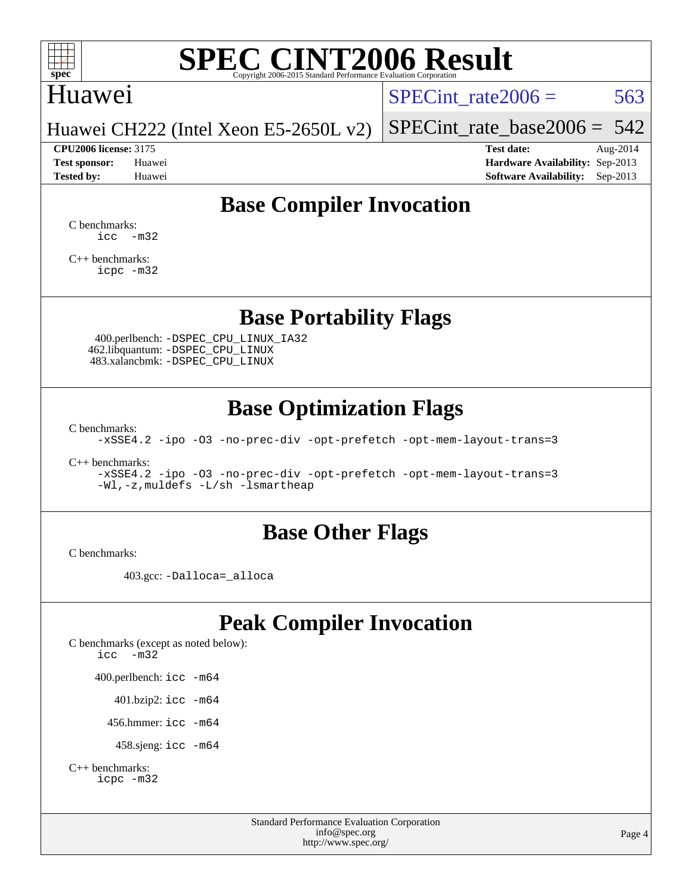# SPEC CINT2006 Result

Copyright 2006-2015 Standard Performance Evaluation Corporation

## Huawei

Huawei CH222 (Intel Xeon E5-2650L v2)

SPECint_rate2006 = 563

SPECint_rate_base2006 = 542

**CPU2006 license:** 3175
**Test sponsor:** Huawei
**Tested by:** Huawei

**Test date:** Aug-2014
**Hardware Availability:** Sep-2013
**Software Availability:** Sep-2013

## Base Compiler Invocation

C benchmarks:
```
icc  -m32
```

C++ benchmarks:
```
icpc -m32
```

## Base Portability Flags

400.perlbench: -DSPEC_CPU_LINUX_IA32
462.libquantum: -DSPEC_CPU_LINUX
483.xalancbmk: -DSPEC_CPU_LINUX

## Base Optimization Flags

C benchmarks:
```
-xSSE4.2 -ipo -O3 -no-prec-div -opt-prefetch -opt-mem-layout-trans=3
```

C++ benchmarks:
```
-xSSE4.2 -ipo -O3 -no-prec-div -opt-prefetch -opt-mem-layout-trans=3
-Wl,-z,muldefs -L/sh -lsmartheap
```

## Base Other Flags

C benchmarks:

403.gcc: -Dalloca=_alloca

## Peak Compiler Invocation

C benchmarks (except as noted below):
```
icc  -m32
```

400.perlbench: icc -m64

401.bzip2: icc -m64

456.hmmer: icc -m64

458.sjeng: icc -m64

C++ benchmarks:
```
icpc -m32
```

Standard Performance Evaluation Corporation
info@spec.org
http://www.spec.org/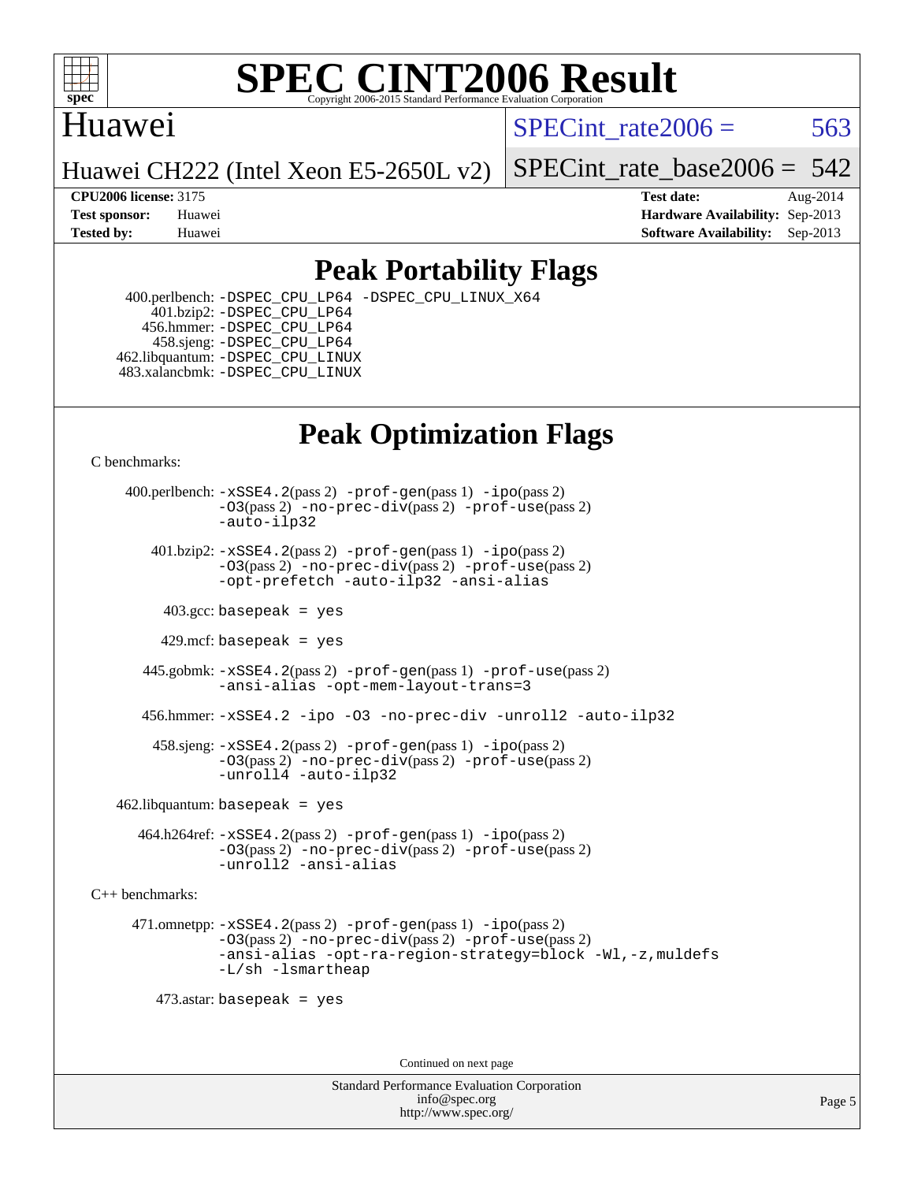# Peak Portability Flags

400.perlbench: -DSPEC_CPU_LP64 -DSPEC_CPU_LINUX_X64
401.bzip2: -DSPEC_CPU_LP64
456.hmmer: -DSPEC_CPU_LP64
458.sjeng: -DSPEC_CPU_LP64
462.libquantum: -DSPEC_CPU_LINUX
483.xalancbmk: -DSPEC_CPU_LINUX

# Peak Optimization Flags

C benchmarks:

400.perlbench: -xSSE4.2(pass 2) -prof-gen(pass 1) -ipo(pass 2) -O3(pass 2) -no-prec-div(pass 2) -prof-use(pass 2) -auto-ilp32

401.bzip2: -xSSE4.2(pass 2) -prof-gen(pass 1) -ipo(pass 2) -O3(pass 2) -no-prec-div(pass 2) -prof-use(pass 2) -opt-prefetch -auto-ilp32 -ansi-alias

403.gcc: basepeak = yes

429.mcf: basepeak = yes

445.gobmk: -xSSE4.2(pass 2) -prof-gen(pass 1) -prof-use(pass 2) -ansi-alias -opt-mem-layout-trans=3

456.hmmer: -xSSE4.2 -ipo -O3 -no-prec-div -unroll2 -auto-ilp32

458.sjeng: -xSSE4.2(pass 2) -prof-gen(pass 1) -ipo(pass 2) -O3(pass 2) -no-prec-div(pass 2) -prof-use(pass 2) -unroll4 -auto-ilp32

462.libquantum: basepeak = yes

464.h264ref: -xSSE4.2(pass 2) -prof-gen(pass 1) -ipo(pass 2) -O3(pass 2) -no-prec-div(pass 2) -prof-use(pass 2) -unroll2 -ansi-alias

C++ benchmarks:

471.omnetpp: -xSSE4.2(pass 2) -prof-gen(pass 1) -ipo(pass 2) -O3(pass 2) -no-prec-div(pass 2) -prof-use(pass 2) -ansi-alias -opt-ra-region-strategy=block -Wl,-z,muldefs -L/sh -lsmartheap

473.astar: basepeak = yes

Continued on next page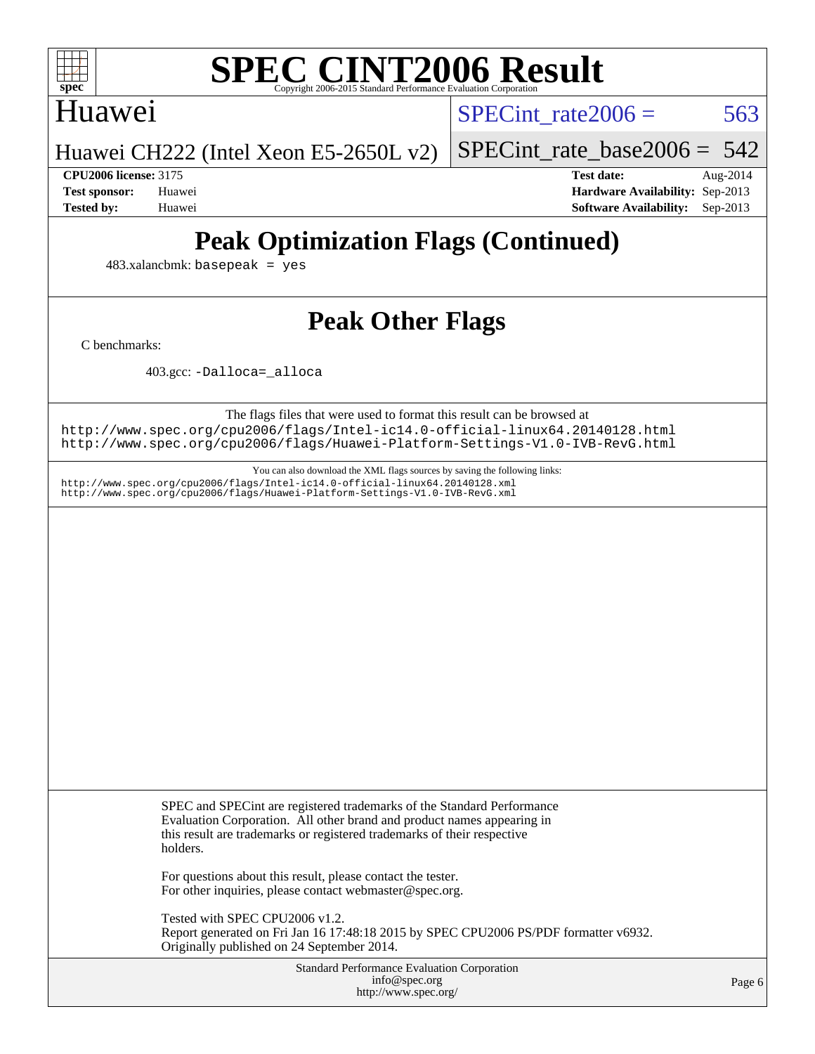# Peak Optimization Flags (Continued)

483.xalancbmk: basepeak = yes

# Peak Other Flags

C benchmarks:

403.gcc: -Dalloca=_alloca

The flags files that were used to format this result can be browsed at
http://www.spec.org/cpu2006/flags/Intel-ic14.0-official-linux64.20140128.html
http://www.spec.org/cpu2006/flags/Huawei-Platform-Settings-V1.0-IVB-RevG.html

You can also download the XML flags sources by saving the following links:
http://www.spec.org/cpu2006/flags/Intel-ic14.0-official-linux64.20140128.xml
http://www.spec.org/cpu2006/flags/Huawei-Platform-Settings-V1.0-IVB-RevG.xml

SPEC and SPECint are registered trademarks of the Standard Performance Evaluation Corporation. All other brand and product names appearing in this result are trademarks or registered trademarks of their respective holders.

For questions about this result, please contact the tester.
For other inquiries, please contact webmaster@spec.org.

Tested with SPEC CPU2006 v1.2.
Report generated on Fri Jan 16 17:48:18 2015 by SPEC CPU2006 PS/PDF formatter v6932.
Originally published on 24 September 2014.